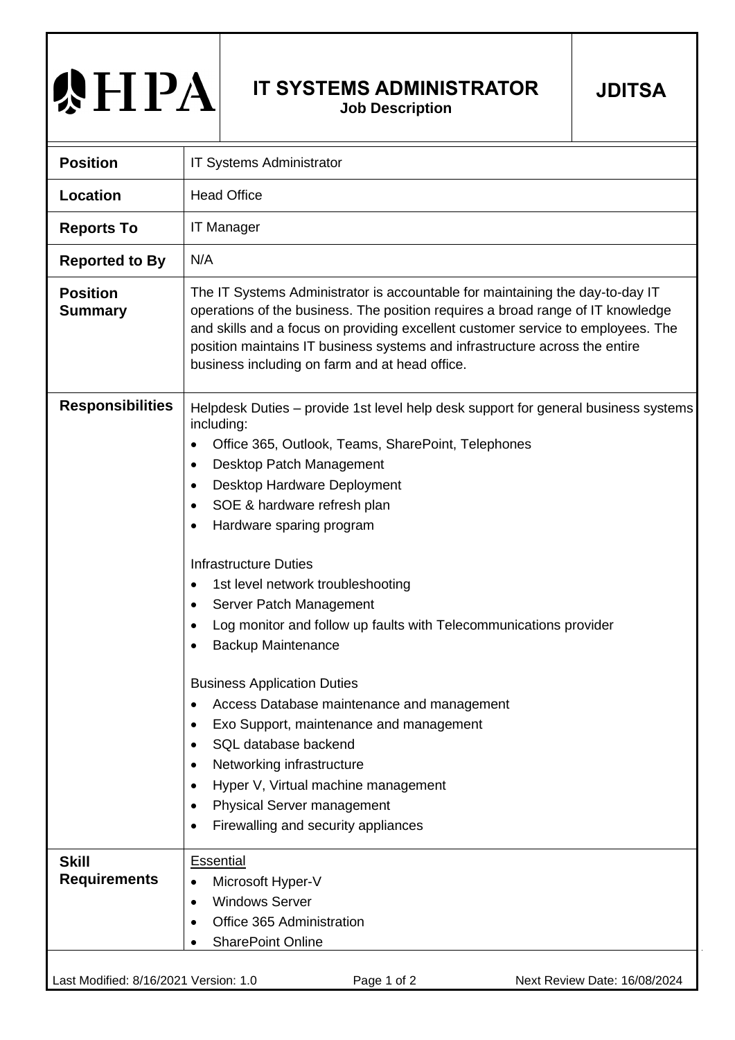# HPA

## IT SYSTEMS ADMINISTRATOR

**Job Description**

**JDITSA**

| | |
|---|---|
| **Position** | IT Systems Administrator |
| **Location** | Head Office |
| **Reports To** | IT Manager |
| **Reported to By** | N/A |
| **Position Summary** | The IT Systems Administrator is accountable for maintaining the day-to-day IT operations of the business. The position requires a broad range of IT knowledge and skills and a focus on providing excellent customer service to employees. The position maintains IT business systems and infrastructure across the entire business including on farm and at head office. |
| **Responsibilities** | Helpdesk Duties – provide 1st level help desk support for general business systems including:<br>• Office 365, Outlook, Teams, SharePoint, Telephones<br>• Desktop Patch Management<br>• Desktop Hardware Deployment<br>• SOE & hardware refresh plan<br>• Hardware sparing program<br><br>Infrastructure Duties<br>• 1st level network troubleshooting<br>• Server Patch Management<br>• Log monitor and follow up faults with Telecommunications provider<br>• Backup Maintenance<br><br>Business Application Duties<br>• Access Database maintenance and management<br>• Exo Support, maintenance and management<br>• SQL database backend<br>• Networking infrastructure<br>• Hyper V, Virtual machine management<br>• Physical Server management<br>• Firewalling and security appliances |
| **Skill Requirements** | Essential<br>• Microsoft Hyper-V<br>• Windows Server<br>• Office 365 Administration<br>• SharePoint Online |

Last Modified: 8/16/2021 Version: 1.0 Next Review Date: 16/08/2024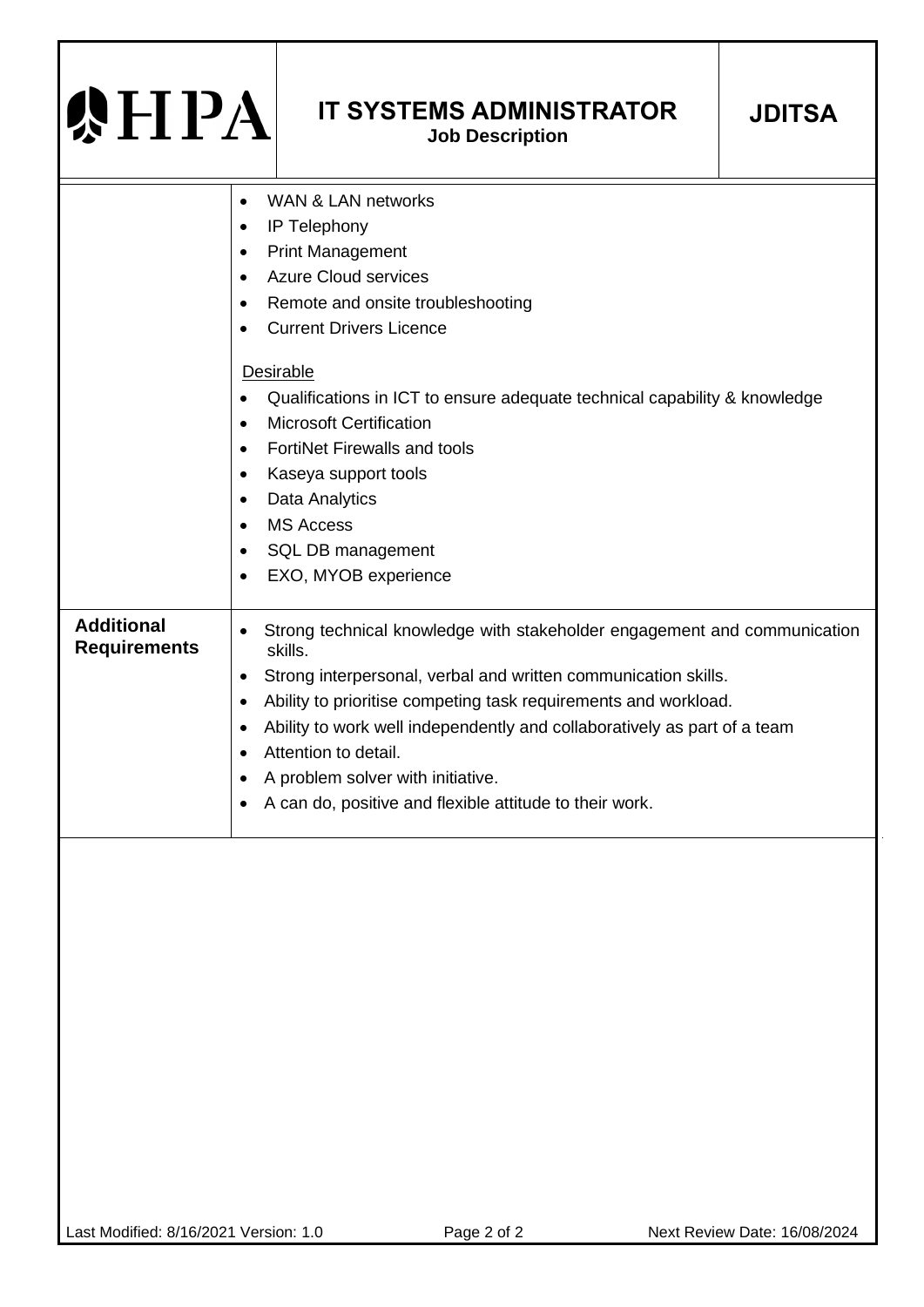| | |
|---|---|
| | • WAN & LAN networks<br>• IP Telephony<br>• Print Management<br>• Azure Cloud services<br>• Remote and onsite troubleshooting<br>• Current Drivers Licence<br><br><u>Desirable</u><br>• Qualifications in ICT to ensure adequate technical capability & knowledge<br>• Microsoft Certification<br>• FortiNet Firewalls and tools<br>• Kaseya support tools<br>• Data Analytics<br>• MS Access<br>• SQL DB management<br>• EXO, MYOB experience |
| **Additional Requirements** | • Strong technical knowledge with stakeholder engagement and communication skills.<br>• Strong interpersonal, verbal and written communication skills.<br>• Ability to prioritise competing task requirements and workload.<br>• Ability to work well independently and collaboratively as part of a team<br>• Attention to detail.<br>• A problem solver with initiative.<br>• A can do, positive and flexible attitude to their work. |